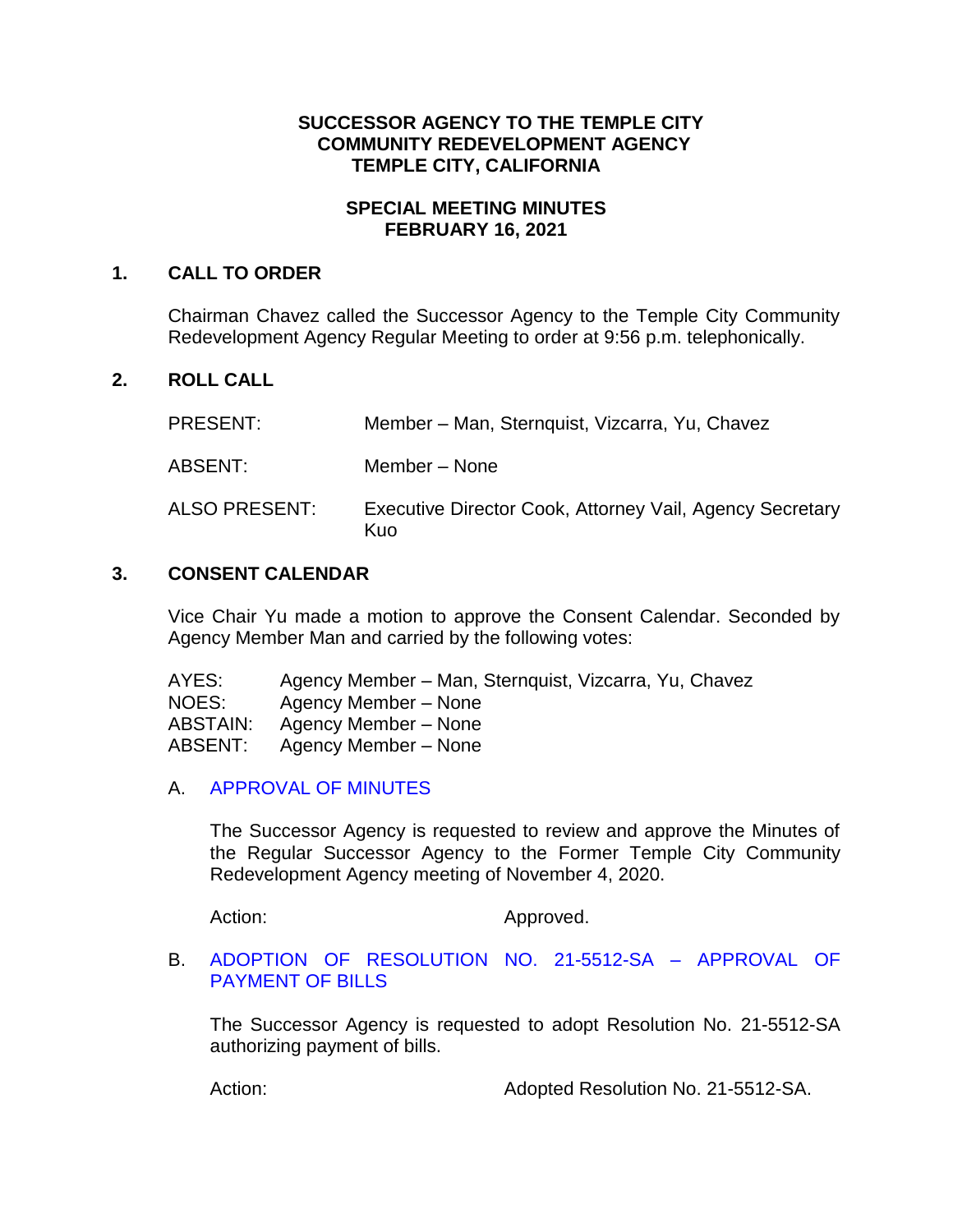**SUCCESSOR AGENCY TO THE TEMPLE CITY COMMUNITY REDEVELOPMENT AGENCY TEMPLE CITY, CALIFORNIA**

**SPECIAL MEETING MINUTES FEBRUARY 16, 2021**

## 1. CALL TO ORDER

Chairman Chavez called the Successor Agency to the Temple City Community Redevelopment Agency Regular Meeting to order at 9:56 p.m. telephonically.

## 2. ROLL CALL

PRESENT: Member – Man, Sternquist, Vizcarra, Yu, Chavez

ABSENT: Member – None

ALSO PRESENT: Executive Director Cook, Attorney Vail, Agency Secretary Kuo

## 3. CONSENT CALENDAR

Vice Chair Yu made a motion to approve the Consent Calendar. Seconded by Agency Member Man and carried by the following votes:

AYES: Agency Member – Man, Sternquist, Vizcarra, Yu, Chavez
NOES: Agency Member – None
ABSTAIN: Agency Member – None
ABSENT: Agency Member – None

A. APPROVAL OF MINUTES

The Successor Agency is requested to review and approve the Minutes of the Regular Successor Agency to the Former Temple City Community Redevelopment Agency meeting of November 4, 2020.

Action: Approved.

B. ADOPTION OF RESOLUTION NO. 21-5512-SA – APPROVAL OF PAYMENT OF BILLS

The Successor Agency is requested to adopt Resolution No. 21-5512-SA authorizing payment of bills.

Action: Adopted Resolution No. 21-5512-SA.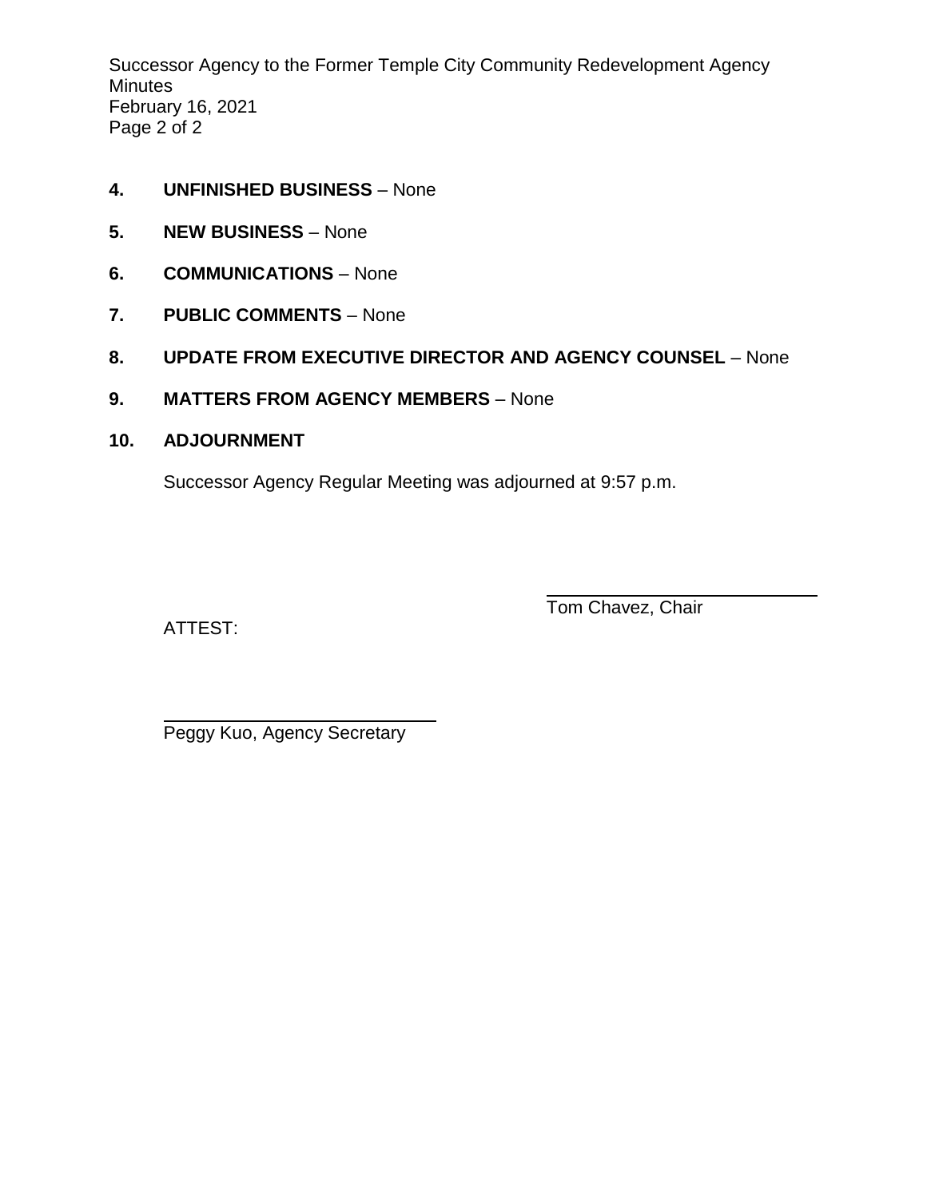**4. UNFINISHED BUSINESS** – None

**5. NEW BUSINESS** – None

**6. COMMUNICATIONS** – None

**7. PUBLIC COMMENTS** – None

**8. UPDATE FROM EXECUTIVE DIRECTOR AND AGENCY COUNSEL** – None

**9. MATTERS FROM AGENCY MEMBERS** – None

**10. ADJOURNMENT**

Successor Agency Regular Meeting was adjourned at 9:57 p.m.

\_\_\_\_\_\_\_\_\_\_\_\_\_\_\_\_\_\_\_\_\_\_\_\_\_\_\_\_
Tom Chavez, Chair

ATTEST:

\_\_\_\_\_\_\_\_\_\_\_\_\_\_\_\_\_\_\_\_\_\_\_\_\_\_\_\_
Peggy Kuo, Agency Secretary